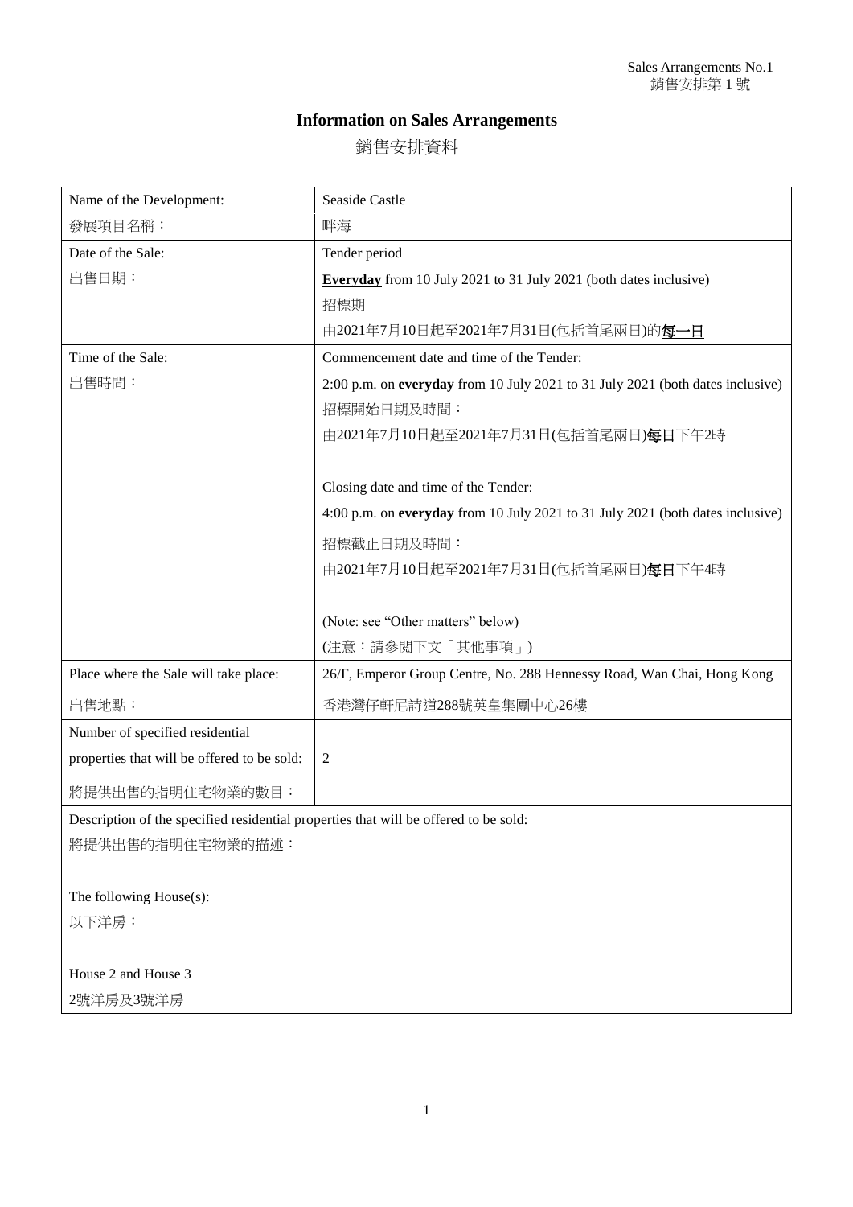Sales Arrangements No.1
銷售安排第 1 號

# Information on Sales Arrangements

銷售安排資料

| Name of the Development:<br>發展項目名稱： | Seaside Castle<br>畔海 |
|---|---|
| Date of the Sale:<br>出售日期： | Tender period<br>**<u>Everyday</u>** from 10 July 2021 to 31 July 2021 (both dates inclusive)<br>招標期<br>由2021年7月10日起至2021年7月31日(包括首尾兩日)的**<u>每一日</u>** |
| Time of the Sale:<br>出售時間： | Commencement date and time of the Tender:<br>2:00 p.m. on **everyday** from 10 July 2021 to 31 July 2021 (both dates inclusive)<br>招標開始日期及時間：<br>由2021年7月10日起至2021年7月31日(包括首尾兩日)**每日**下午2時<br><br>Closing date and time of the Tender:<br>4:00 p.m. on **everyday** from 10 July 2021 to 31 July 2021 (both dates inclusive)<br>招標截止日期及時間：<br>由2021年7月10日起至2021年7月31日(包括首尾兩日)**每日**下午4時<br><br>(Note: see "Other matters" below)<br>(注意：請參閱下文「其他事項」) |
| Place where the Sale will take place:<br>出售地點： | 26/F, Emperor Group Centre, No. 288 Hennessy Road, Wan Chai, Hong Kong<br>香港灣仔軒尼詩道288號英皇集團中心26樓 |
| Number of specified residential properties that will be offered to be sold:<br>將提供出售的指明住宅物業的數目： | 2 |

Description of the specified residential properties that will be offered to be sold:
將提供出售的指明住宅物業的描述：

The following House(s):
以下洋房：

House 2 and House 3
2號洋房及3號洋房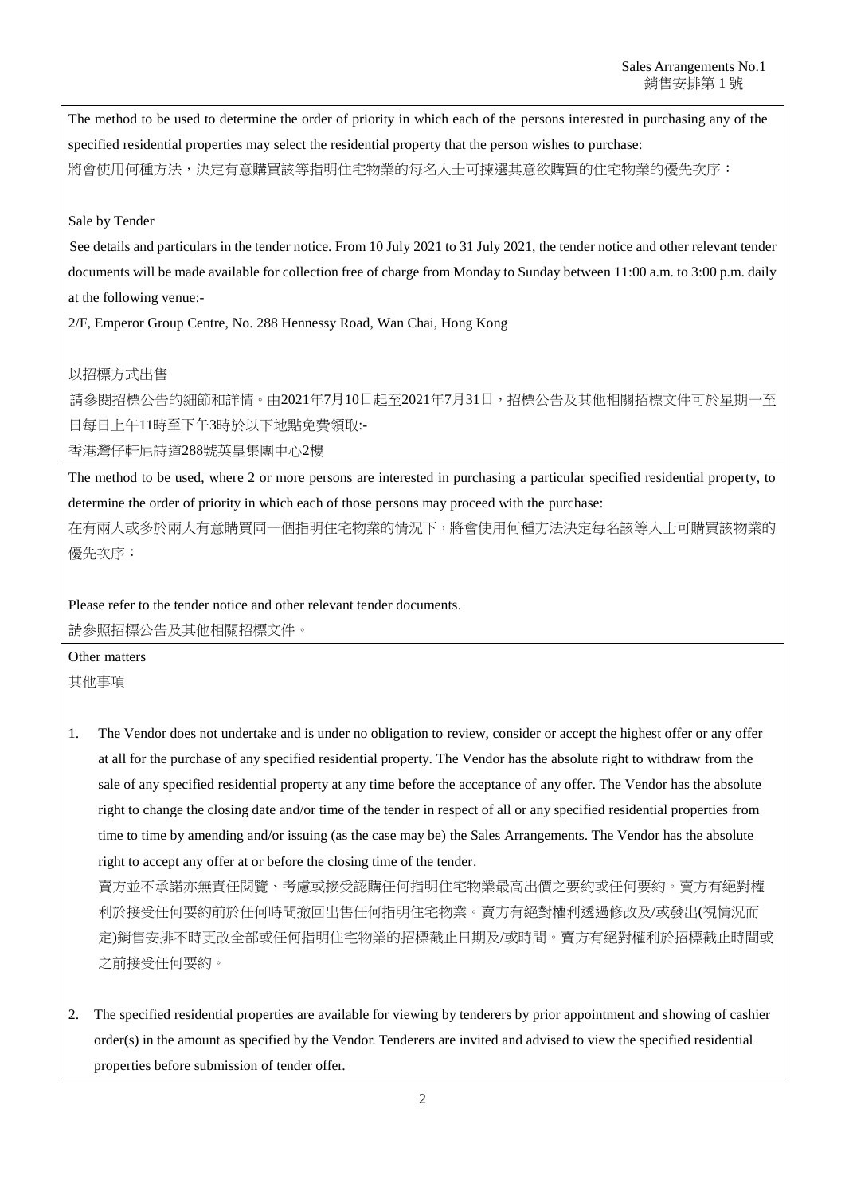The method to be used to determine the order of priority in which each of the persons interested in purchasing any of the specified residential properties may select the residential property that the person wishes to purchase:

將會使用何種方法，決定有意購買該等指明住宅物業的每名人士可揀選其意欲購買的住宅物業的優先次序：

Sale by Tender

See details and particulars in the tender notice. From 10 July 2021 to 31 July 2021, the tender notice and other relevant tender documents will be made available for collection free of charge from Monday to Sunday between 11:00 a.m. to 3:00 p.m. daily at the following venue:-

2/F, Emperor Group Centre, No. 288 Hennessy Road, Wan Chai, Hong Kong

以招標方式出售

請參閱招標公告的細節和詳情。由2021年7月10日起至2021年7月31日，招標公告及其他相關招標文件可於星期一至日每日上午11時至下午3時於以下地點免費領取:-

香港灣仔軒尼詩道288號英皇集團中心2樓

The method to be used, where 2 or more persons are interested in purchasing a particular specified residential property, to determine the order of priority in which each of those persons may proceed with the purchase:

在有兩人或多於兩人有意購買同一個指明住宅物業的情況下，將會使用何種方法決定每名該等人士可購買該物業的優先次序：

Please refer to the tender notice and other relevant tender documents.

請參照招標公告及其他相關招標文件。

Other matters

其他事項

1. The Vendor does not undertake and is under no obligation to review, consider or accept the highest offer or any offer at all for the purchase of any specified residential property. The Vendor has the absolute right to withdraw from the sale of any specified residential property at any time before the acceptance of any offer. The Vendor has the absolute right to change the closing date and/or time of the tender in respect of all or any specified residential properties from time to time by amending and/or issuing (as the case may be) the Sales Arrangements. The Vendor has the absolute right to accept any offer at or before the closing time of the tender.

   賣方並不承諾亦無責任閱覽、考慮或接受認購任何指明住宅物業最高出價之要約或任何要約。賣方有絕對權利於接受任何要約前於任何時間撤回出售任何指明住宅物業。賣方有絕對權利透過修改及/或發出(視情況而定)銷售安排不時更改全部或任何指明住宅物業的招標截止日期及/或時間。賣方有絕對權利於招標截止時間或之前接受任何要約。

2. The specified residential properties are available for viewing by tenderers by prior appointment and showing of cashier order(s) in the amount as specified by the Vendor. Tenderers are invited and advised to view the specified residential properties before submission of tender offer.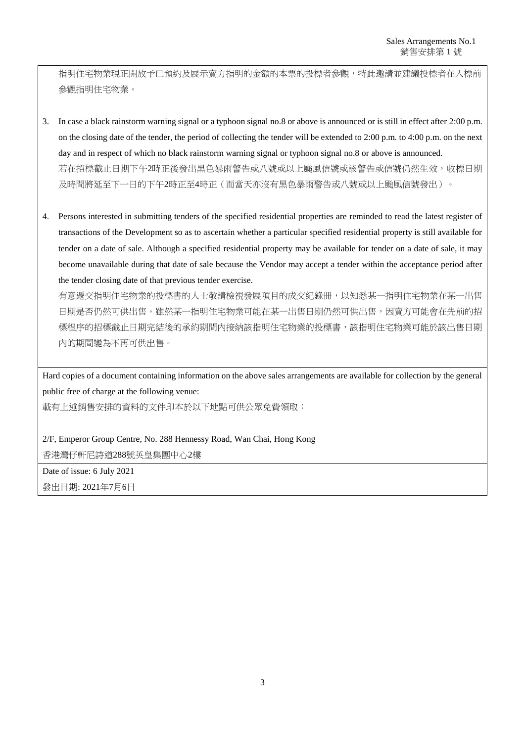指明住宅物業現正開放予已預約及展示賣方指明的金額的本票的投標者參觀，特此邀請並建議投標者在入標前參觀指明住宅物業。

3. In case a black rainstorm warning signal or a typhoon signal no.8 or above is announced or is still in effect after 2:00 p.m. on the closing date of the tender, the period of collecting the tender will be extended to 2:00 p.m. to 4:00 p.m. on the next day and in respect of which no black rainstorm warning signal or typhoon signal no.8 or above is announced.
若在招標截止日期下午2時正後發出黑色暴雨警告或八號或以上颱風信號或該警告或信號仍然生效，收標日期及時間將延至下一日的下午2時正至4時正（而當天亦沒有黑色暴雨警告或八號或以上颱風信號發出）。

4. Persons interested in submitting tenders of the specified residential properties are reminded to read the latest register of transactions of the Development so as to ascertain whether a particular specified residential property is still available for tender on a date of sale. Although a specified residential property may be available for tender on a date of sale, it may become unavailable during that date of sale because the Vendor may accept a tender within the acceptance period after the tender closing date of that previous tender exercise.
有意遞交指明住宅物業的投標書的人士敬請檢視發展項目的成交紀錄冊，以知悉某一指明住宅物業在某一出售日期是否仍然可供出售。雖然某一指明住宅物業可能在某一出售日期仍然可供出售，因賣方可能會在先前的招標程序的招標截止日期完結後的承約期間內接納該指明住宅物業的投標書，該指明住宅物業可能於該出售日期內的期間變為不再可供出售。

Hard copies of a document containing information on the above sales arrangements are available for collection by the general public free of charge at the following venue:
載有上述銷售安排的資料的文件印本於以下地點可供公眾免費領取：

2/F, Emperor Group Centre, No. 288 Hennessy Road, Wan Chai, Hong Kong
香港灣仔軒尼詩道288號英皇集團中心2樓

Date of issue: 6 July 2021
發出日期: 2021年7月6日